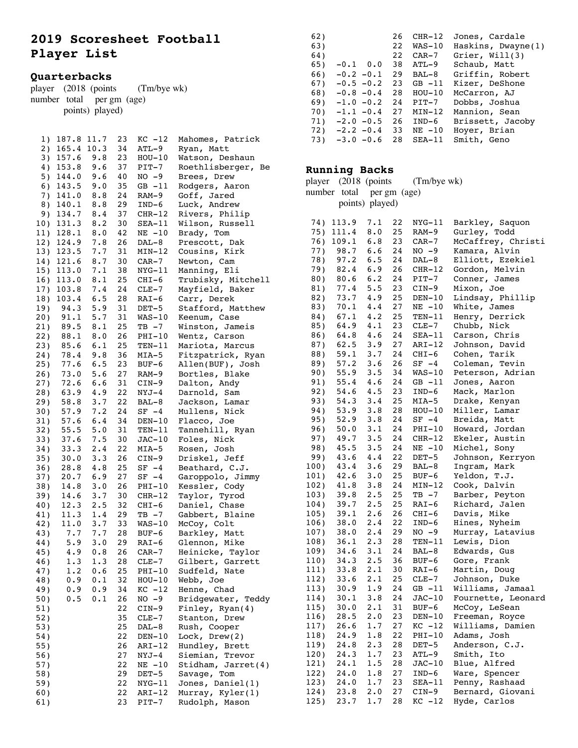# 2019 Scoresheet Football Player List

## Quarterbacks

player number | (2018 total points) | (points per gm played) | (age) | (Tm/bye wk) |
--- | --- | --- | --- | --- | ---

| player number | 2018 total points | points per gm played | age | Tm/bye wk | Player |
| --- | --- | --- | --- | --- | --- |
| 1) | 187.8 | 11.7 | 23 | KC -12 | Mahomes, Patrick |
| 2) | 165.4 | 10.3 | 34 | ATL-9 | Ryan, Matt |
| 3) | 157.6 | 9.8 | 23 | HOU-10 | Watson, Deshaun |
| 4) | 153.8 | 9.6 | 37 | PIT-7 | Roethlisberger, Be |
| 5) | 144.0 | 9.6 | 40 | NO -9 | Brees, Drew |
| 6) | 143.5 | 9.0 | 35 | GB -11 | Rodgers, Aaron |
| 7) | 141.0 | 8.8 | 24 | RAM-9 | Goff, Jared |
| 8) | 140.1 | 8.8 | 29 | IND-6 | Luck, Andrew |
| 9) | 134.7 | 8.4 | 37 | CHR-12 | Rivers, Philip |
| 10) | 131.3 | 8.2 | 30 | SEA-11 | Wilson, Russell |
| 11) | 128.1 | 8.0 | 42 | NE -10 | Brady, Tom |
| 12) | 124.9 | 7.8 | 26 | DAL-8 | Prescott, Dak |
| 13) | 123.5 | 7.7 | 31 | MIN-12 | Cousins, Kirk |
| 14) | 121.6 | 8.7 | 30 | CAR-7 | Newton, Cam |
| 15) | 113.0 | 7.1 | 38 | NYG-11 | Manning, Eli |
| 16) | 113.0 | 8.1 | 25 | CHI-6 | Trubisky, Mitchell |
| 17) | 103.8 | 7.4 | 24 | CLE-7 | Mayfield, Baker |
| 18) | 103.4 | 6.5 | 28 | RAI-6 | Carr, Derek |
| 19) | 94.3 | 5.9 | 31 | DET-5 | Stafford, Matthew |
| 20) | 91.1 | 5.7 | 31 | WAS-10 | Keenum, Case |
| 21) | 89.5 | 8.1 | 25 | TB -7 | Winston, Jameis |
| 22) | 88.1 | 8.0 | 26 | PHI-10 | Wentz, Carson |
| 23) | 85.6 | 6.1 | 25 | TEN-11 | Mariota, Marcus |
| 24) | 78.4 | 9.8 | 36 | MIA-5 | Fitzpatrick, Ryan |
| 25) | 77.6 | 6.5 | 23 | BUF-6 | Allen(BUF), Josh |
| 26) | 73.0 | 5.6 | 27 | RAM-9 | Bortles, Blake |
| 27) | 72.6 | 6.6 | 31 | CIN-9 | Dalton, Andy |
| 28) | 63.9 | 4.9 | 22 | NYJ-4 | Darnold, Sam |
| 29) | 58.8 | 3.7 | 22 | BAL-8 | Jackson, Lamar |
| 30) | 57.9 | 7.2 | 24 | SF -4 | Mullens, Nick |
| 31) | 57.6 | 6.4 | 34 | DEN-10 | Flacco, Joe |
| 32) | 55.5 | 5.0 | 31 | TEN-11 | Tannehill, Ryan |
| 33) | 37.6 | 7.5 | 30 | JAC-10 | Foles, Nick |
| 34) | 33.3 | 2.4 | 22 | MIA-5 | Rosen, Josh |
| 35) | 30.0 | 3.3 | 26 | CIN-9 | Driskel, Jeff |
| 36) | 28.8 | 4.8 | 25 | SF -4 | Beathard, C.J. |
| 37) | 20.7 | 6.9 | 27 | SF -4 | Garoppolo, Jimmy |
| 38) | 14.8 | 3.0 | 26 | PHI-10 | Kessler, Cody |
| 39) | 14.6 | 3.7 | 30 | CHR-12 | Taylor, Tyrod |
| 40) | 12.3 | 2.5 | 32 | CHI-6 | Daniel, Chase |
| 41) | 11.3 | 1.4 | 29 | TB -7 | Gabbert, Blaine |
| 42) | 11.0 | 3.7 | 33 | WAS-10 | McCoy, Colt |
| 43) | 7.7 | 7.7 | 28 | BUF-6 | Barkley, Matt |
| 44) | 5.9 | 3.0 | 29 | RAI-6 | Glennon, Mike |
| 45) | 4.9 | 0.8 | 26 | CAR-7 | Heinicke, Taylor |
| 46) | 1.3 | 1.3 | 28 | CLE-7 | Gilbert, Garrett |
| 47) | 1.2 | 0.6 | 25 | PHI-10 | Sudfeld, Nate |
| 48) | 0.9 | 0.1 | 32 | HOU-10 | Webb, Joe |
| 49) | 0.9 | 0.9 | 34 | KC -12 | Henne, Chad |
| 50) | 0.5 | 0.1 | 26 | NO -9 | Bridgewater, Teddy |
| 51) | | | 22 | CIN-9 | Finley, Ryan(4) |
| 52) | | | 35 | CLE-7 | Stanton, Drew |
| 53) | | | 25 | DAL-8 | Rush, Cooper |
| 54) | | | 22 | DEN-10 | Lock, Drew(2) |
| 55) | | | 26 | ARI-12 | Hundley, Brett |
| 56) | | | 27 | NYJ-4 | Siemian, Trevor |
| 57) | | | 22 | NE -10 | Stidham, Jarret(4) |
| 58) | | | 29 | DET-5 | Savage, Tom |
| 59) | | | 22 | NYG-11 | Jones, Daniel(1) |
| 60) | | | 22 | ARI-12 | Murray, Kyler(1) |
| 61) | | | 23 | PIT-7 | Rudolph, Mason |
| 62) | | | 26 | CHR-12 | Jones, Cardale |
| 63) | | | 22 | WAS-10 | Haskins, Dwayne(1) |
| 64) | | | 22 | CAR-7 | Grier, Will(3) |
| 65) | -0.1 | 0.0 | 38 | ATL-9 | Schaub, Matt |
| 66) | -0.2 | -0.1 | 29 | BAL-8 | Griffin, Robert |
| 67) | -0.5 | -0.2 | 23 | GB -11 | Kizer, DeShone |
| 68) | -0.8 | -0.4 | 28 | HOU-10 | McCarron, AJ |
| 69) | -1.0 | -0.2 | 24 | PIT-7 | Dobbs, Joshua |
| 70) | -1.1 | -0.4 | 27 | MIN-12 | Mannion, Sean |
| 71) | -2.0 | -0.5 | 26 | IND-6 | Brissett, Jacoby |
| 72) | -2.2 | -0.4 | 33 | NE -10 | Hoyer, Brian |
| 73) | -3.0 | -0.6 | 28 | SEA-11 | Smith, Geno |

## Running Backs

| player number | 2018 total points | points per gm played | age | Tm/bye wk | Player |
| --- | --- | --- | --- | --- | --- |
| 74) | 113.9 | 7.1 | 22 | NYG-11 | Barkley, Saquon |
| 75) | 111.4 | 8.0 | 25 | RAM-9 | Gurley, Todd |
| 76) | 109.1 | 6.8 | 23 | CAR-7 | McCaffrey, Christi |
| 77) | 98.7 | 6.6 | 24 | NO -9 | Kamara, Alvin |
| 78) | 97.2 | 6.5 | 24 | DAL-8 | Elliott, Ezekiel |
| 79) | 82.4 | 6.9 | 26 | CHR-12 | Gordon, Melvin |
| 80) | 80.6 | 6.2 | 24 | PIT-7 | Conner, James |
| 81) | 77.4 | 5.5 | 23 | CIN-9 | Mixon, Joe |
| 82) | 73.7 | 4.9 | 25 | DEN-10 | Lindsay, Phillip |
| 83) | 70.1 | 4.4 | 27 | NE -10 | White, James |
| 84) | 67.1 | 4.2 | 25 | TEN-11 | Henry, Derrick |
| 85) | 64.9 | 4.1 | 23 | CLE-7 | Chubb, Nick |
| 86) | 64.8 | 4.6 | 24 | SEA-11 | Carson, Chris |
| 87) | 62.5 | 3.9 | 27 | ARI-12 | Johnson, David |
| 88) | 59.1 | 3.7 | 24 | CHI-6 | Cohen, Tarik |
| 89) | 57.2 | 3.6 | 26 | SF -4 | Coleman, Tevin |
| 90) | 55.9 | 3.5 | 34 | WAS-10 | Peterson, Adrian |
| 91) | 55.4 | 4.6 | 24 | GB -11 | Jones, Aaron |
| 92) | 54.6 | 4.5 | 23 | IND-6 | Mack, Marlon |
| 93) | 54.3 | 3.4 | 25 | MIA-5 | Drake, Kenyan |
| 94) | 53.9 | 3.8 | 28 | HOU-10 | Miller, Lamar |
| 95) | 52.9 | 3.8 | 24 | SF -4 | Breida, Matt |
| 96) | 50.0 | 3.1 | 24 | PHI-10 | Howard, Jordan |
| 97) | 49.7 | 3.5 | 24 | CHR-12 | Ekeler, Austin |
| 98) | 45.5 | 3.5 | 24 | NE -10 | Michel, Sony |
| 99) | 43.6 | 4.4 | 22 | DET-5 | Johnson, Kerryon |
| 100) | 43.4 | 3.6 | 29 | BAL-8 | Ingram, Mark |
| 101) | 42.6 | 3.0 | 25 | BUF-6 | Yeldon, T.J. |
| 102) | 41.8 | 3.8 | 24 | MIN-12 | Cook, Dalvin |
| 103) | 39.8 | 2.5 | 25 | TB -7 | Barber, Peyton |
| 104) | 39.7 | 2.5 | 25 | RAI-6 | Richard, Jalen |
| 105) | 39.1 | 2.6 | 26 | CHI-6 | Davis, Mike |
| 106) | 38.0 | 2.4 | 22 | IND-6 | Hines, Nyheim |
| 107) | 38.0 | 2.4 | 29 | NO -9 | Murray, Latavius |
| 108) | 36.1 | 2.3 | 28 | TEN-11 | Lewis, Dion |
| 109) | 34.6 | 3.1 | 24 | BAL-8 | Edwards, Gus |
| 110) | 34.3 | 2.5 | 36 | BUF-6 | Gore, Frank |
| 111) | 33.8 | 2.1 | 30 | RAI-6 | Martin, Doug |
| 112) | 33.6 | 2.1 | 25 | CLE-7 | Johnson, Duke |
| 113) | 30.9 | 1.9 | 24 | GB -11 | Williams, Jamaal |
| 114) | 30.1 | 3.8 | 24 | JAC-10 | Fournette, Leonard |
| 115) | 30.0 | 2.1 | 31 | BUF-6 | McCoy, LeSean |
| 116) | 28.5 | 2.0 | 23 | DEN-10 | Freeman, Royce |
| 117) | 26.6 | 1.7 | 27 | KC -12 | Williams, Damien |
| 118) | 24.9 | 1.8 | 22 | PHI-10 | Adams, Josh |
| 119) | 24.8 | 2.3 | 28 | DET-5 | Anderson, C.J. |
| 120) | 24.3 | 1.7 | 23 | ATL-9 | Smith, Ito |
| 121) | 24.1 | 1.5 | 28 | JAC-10 | Blue, Alfred |
| 122) | 24.0 | 1.8 | 27 | IND-6 | Ware, Spencer |
| 123) | 24.0 | 1.7 | 23 | SEA-11 | Penny, Rashaad |
| 124) | 23.8 | 2.0 | 27 | CIN-9 | Bernard, Giovani |
| 125) | 23.7 | 1.7 | 28 | KC -12 | Hyde, Carlos |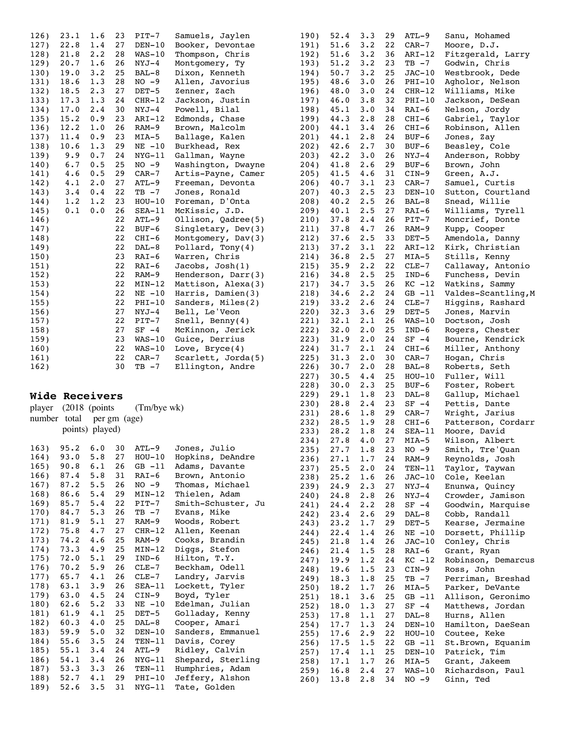| # | Total pts | Per gm | Age | Tm/bye wk | Player |
|---|---|---|---|---|---|
| 126) | 23.1 | 1.6 | 23 | PIT-7 | Samuels, Jaylen |
| 127) | 22.8 | 1.4 | 27 | DEN-10 | Booker, Devontae |
| 128) | 21.8 | 2.2 | 28 | WAS-10 | Thompson, Chris |
| 129) | 20.7 | 1.6 | 26 | NYJ-4 | Montgomery, Ty |
| 130) | 19.0 | 3.2 | 25 | BAL-8 | Dixon, Kenneth |
| 131) | 18.6 | 1.3 | 28 | NO -9 | Allen, Javorius |
| 132) | 18.5 | 2.3 | 27 | DET-5 | Zenner, Zach |
| 133) | 17.3 | 1.3 | 24 | CHR-12 | Jackson, Justin |
| 134) | 17.0 | 2.4 | 30 | NYJ-4 | Powell, Bilal |
| 135) | 15.2 | 0.9 | 23 | ARI-12 | Edmonds, Chase |
| 136) | 12.2 | 1.0 | 26 | RAM-9 | Brown, Malcolm |
| 137) | 11.4 | 0.9 | 23 | MIA-5 | Ballage, Kalen |
| 138) | 10.6 | 1.3 | 29 | NE -10 | Burkhead, Rex |
| 139) | 9.9 | 0.7 | 24 | NYG-11 | Gallman, Wayne |
| 140) | 6.7 | 0.5 | 25 | NO -9 | Washington, Dwayne |
| 141) | 4.6 | 0.5 | 29 | CAR-7 | Artis-Payne, Camer |
| 142) | 4.1 | 2.0 | 27 | ATL-9 | Freeman, Devonta |
| 143) | 3.4 | 0.4 | 22 | TB -7 | Jones, Ronald |
| 144) | 1.2 | 1.2 | 23 | HOU-10 | Foreman, D'Onta |
| 145) | 0.1 | 0.0 | 26 | SEA-11 | McKissic, J.D. |
| 146) | | | 22 | ATL-9 | Ollison, Qadree(5) |
| 147) | | | 22 | BUF-6 | Singletary, Dev(3) |
| 148) | | | 22 | CHI-6 | Montgomery, Dav(3) |
| 149) | | | 22 | DAL-8 | Pollard, Tony(4) |
| 150) | | | 23 | RAI-6 | Warren, Chris |
| 151) | | | 22 | RAI-6 | Jacobs, Josh(1) |
| 152) | | | 22 | RAM-9 | Henderson, Darr(3) |
| 153) | | | 22 | MIN-12 | Mattison, Alexa(3) |
| 154) | | | 22 | NE -10 | Harris, Damien(3) |
| 155) | | | 22 | PHI-10 | Sanders, Miles(2) |
| 156) | | | 27 | NYJ-4 | Bell, Le'Veon |
| 157) | | | 22 | PIT-7 | Snell, Benny(4) |
| 158) | | | 27 | SF -4 | McKinnon, Jerick |
| 159) | | | 23 | WAS-10 | Guice, Derrius |
| 160) | | | 22 | WAS-10 | Love, Bryce(4) |
| 161) | | | 22 | CAR-7 | Scarlett, Jorda(5) |
| 162) | | | 30 | TB -7 | Ellington, Andre |

## Wide Receivers

| player number | (2018 total points) | (points per gm played) | (age) | (Tm/bye wk) | |
|---|---|---|---|---|---|
| 163) | 95.2 | 6.0 | 30 | ATL-9 | Jones, Julio |
| 164) | 93.0 | 5.8 | 27 | HOU-10 | Hopkins, DeAndre |
| 165) | 90.8 | 6.1 | 26 | GB -11 | Adams, Davante |
| 166) | 87.4 | 5.8 | 31 | RAI-6 | Brown, Antonio |
| 167) | 87.2 | 5.5 | 26 | NO -9 | Thomas, Michael |
| 168) | 86.6 | 5.4 | 29 | MIN-12 | Thielen, Adam |
| 169) | 85.7 | 5.4 | 22 | PIT-7 | Smith-Schuster, Ju |
| 170) | 84.7 | 5.3 | 26 | TB -7 | Evans, Mike |
| 171) | 81.9 | 5.1 | 27 | RAM-9 | Woods, Robert |
| 172) | 75.8 | 4.7 | 27 | CHR-12 | Allen, Keenan |
| 173) | 74.2 | 4.6 | 25 | RAM-9 | Cooks, Brandin |
| 174) | 73.3 | 4.9 | 25 | MIN-12 | Diggs, Stefon |
| 175) | 72.0 | 5.1 | 29 | IND-6 | Hilton, T.Y. |
| 176) | 70.2 | 5.9 | 26 | CLE-7 | Beckham, Odell |
| 177) | 65.7 | 4.1 | 26 | CLE-7 | Landry, Jarvis |
| 178) | 63.1 | 3.9 | 26 | SEA-11 | Lockett, Tyler |
| 179) | 63.0 | 4.5 | 24 | CIN-9 | Boyd, Tyler |
| 180) | 62.6 | 5.2 | 33 | NE -10 | Edelman, Julian |
| 181) | 61.9 | 4.1 | 25 | DET-5 | Golladay, Kenny |
| 182) | 60.3 | 4.0 | 25 | DAL-8 | Cooper, Amari |
| 183) | 59.9 | 5.0 | 32 | DEN-10 | Sanders, Emmanuel |
| 184) | 55.6 | 3.5 | 24 | TEN-11 | Davis, Corey |
| 185) | 55.1 | 3.4 | 24 | ATL-9 | Ridley, Calvin |
| 186) | 54.1 | 3.4 | 26 | NYG-11 | Shepard, Sterling |
| 187) | 53.3 | 3.3 | 26 | TEN-11 | Humphries, Adam |
| 188) | 52.7 | 4.1 | 29 | PHI-10 | Jeffery, Alshon |
| 189) | 52.6 | 3.5 | 31 | NYG-11 | Tate, Golden |
| 190) | 52.4 | 3.3 | 29 | ATL-9 | Sanu, Mohamed |
| 191) | 51.6 | 3.2 | 22 | CAR-7 | Moore, D.J. |
| 192) | 51.6 | 3.2 | 36 | ARI-12 | Fitzgerald, Larry |
| 193) | 51.2 | 3.2 | 23 | TB -7 | Godwin, Chris |
| 194) | 50.7 | 3.2 | 25 | JAC-10 | Westbrook, Dede |
| 195) | 48.6 | 3.0 | 26 | PHI-10 | Agholor, Nelson |
| 196) | 48.0 | 3.0 | 24 | CHR-12 | Williams, Mike |
| 197) | 46.0 | 3.8 | 32 | PHI-10 | Jackson, DeSean |
| 198) | 45.1 | 3.0 | 34 | RAI-6 | Nelson, Jordy |
| 199) | 44.3 | 2.8 | 28 | CHI-6 | Gabriel, Taylor |
| 200) | 44.1 | 3.4 | 26 | CHI-6 | Robinson, Allen |
| 201) | 44.1 | 2.8 | 24 | BUF-6 | Jones, Zay |
| 202) | 42.6 | 2.7 | 30 | BUF-6 | Beasley, Cole |
| 203) | 42.2 | 3.0 | 26 | NYJ-4 | Anderson, Robby |
| 204) | 41.8 | 2.6 | 29 | BUF-6 | Brown, John |
| 205) | 41.5 | 4.6 | 31 | CIN-9 | Green, A.J. |
| 206) | 40.7 | 3.1 | 23 | CAR-7 | Samuel, Curtis |
| 207) | 40.3 | 2.5 | 23 | DEN-10 | Sutton, Courtland |
| 208) | 40.2 | 2.5 | 26 | BAL-8 | Snead, Willie |
| 209) | 40.1 | 2.5 | 27 | RAI-6 | Williams, Tyrell |
| 210) | 37.8 | 2.4 | 26 | PIT-7 | Moncrief, Donte |
| 211) | 37.8 | 4.7 | 26 | RAM-9 | Kupp, Cooper |
| 212) | 37.6 | 2.5 | 33 | DET-5 | Amendola, Danny |
| 213) | 37.2 | 3.1 | 22 | ARI-12 | Kirk, Christian |
| 214) | 36.8 | 2.5 | 27 | MIA-5 | Stills, Kenny |
| 215) | 35.9 | 2.2 | 22 | CLE-7 | Callaway, Antonio |
| 216) | 34.8 | 2.5 | 25 | IND-6 | Funchess, Devin |
| 217) | 34.7 | 3.5 | 26 | KC -12 | Watkins, Sammy |
| 218) | 34.6 | 2.2 | 24 | GB -11 | Valdes-Scantling,M |
| 219) | 33.2 | 2.6 | 24 | CLE-7 | Higgins, Rashard |
| 220) | 32.3 | 3.6 | 29 | DET-5 | Jones, Marvin |
| 221) | 32.1 | 2.1 | 26 | WAS-10 | Doctson, Josh |
| 222) | 32.0 | 2.0 | 25 | IND-6 | Rogers, Chester |
| 223) | 31.9 | 2.0 | 24 | SF -4 | Bourne, Kendrick |
| 224) | 31.7 | 2.1 | 24 | CHI-6 | Miller, Anthony |
| 225) | 31.3 | 2.0 | 30 | CAR-7 | Hogan, Chris |
| 226) | 30.7 | 2.0 | 28 | BAL-8 | Roberts, Seth |
| 227) | 30.5 | 4.4 | 25 | HOU-10 | Fuller, Will |
| 228) | 30.0 | 2.3 | 25 | BUF-6 | Foster, Robert |
| 229) | 29.1 | 1.8 | 23 | DAL-8 | Gallup, Michael |
| 230) | 28.8 | 2.4 | 23 | SF -4 | Pettis, Dante |
| 231) | 28.6 | 1.8 | 29 | CAR-7 | Wright, Jarius |
| 232) | 28.5 | 1.9 | 28 | CHI-6 | Patterson, Cordarr |
| 233) | 28.2 | 1.8 | 24 | SEA-11 | Moore, David |
| 234) | 27.8 | 4.0 | 27 | MIA-5 | Wilson, Albert |
| 235) | 27.7 | 1.8 | 23 | NO -9 | Smith, Tre'Quan |
| 236) | 27.1 | 1.7 | 24 | RAM-9 | Reynolds, Josh |
| 237) | 25.5 | 2.0 | 24 | TEN-11 | Taylor, Taywan |
| 238) | 25.2 | 1.6 | 26 | JAC-10 | Cole, Keelan |
| 239) | 24.9 | 2.3 | 27 | NYJ-4 | Enunwa, Quincy |
| 240) | 24.8 | 2.8 | 26 | NYJ-4 | Crowder, Jamison |
| 241) | 24.4 | 2.2 | 28 | SF -4 | Goodwin, Marquise |
| 242) | 23.4 | 2.6 | 29 | DAL-8 | Cobb, Randall |
| 243) | 23.2 | 1.7 | 29 | DET-5 | Kearse, Jermaine |
| 244) | 22.4 | 1.4 | 26 | NE -10 | Dorsett, Phillip |
| 245) | 21.8 | 1.4 | 26 | JAC-10 | Conley, Chris |
| 246) | 21.4 | 1.5 | 28 | RAI-6 | Grant, Ryan |
| 247) | 19.9 | 1.2 | 24 | KC -12 | Robinson, Demarcus |
| 248) | 19.6 | 1.5 | 23 | CIN-9 | Ross, John |
| 249) | 18.3 | 1.8 | 25 | TB -7 | Perriman, Breshad |
| 250) | 18.2 | 1.7 | 26 | MIA-5 | Parker, DeVante |
| 251) | 18.1 | 3.6 | 25 | GB -11 | Allison, Geronimo |
| 252) | 18.0 | 1.3 | 27 | SF -4 | Matthews, Jordan |
| 253) | 17.8 | 1.1 | 27 | DAL-8 | Hurns, Allen |
| 254) | 17.7 | 1.3 | 24 | DEN-10 | Hamilton, DaeSean |
| 255) | 17.6 | 2.9 | 22 | HOU-10 | Coutee, Keke |
| 256) | 17.5 | 1.5 | 22 | GB -11 | St.Brown, Equanim |
| 257) | 17.4 | 1.1 | 25 | DEN-10 | Patrick, Tim |
| 258) | 17.1 | 1.7 | 26 | MIA-5 | Grant, Jakeem |
| 259) | 16.8 | 2.4 | 27 | WAS-10 | Richardson, Paul |
| 260) | 13.8 | 2.8 | 34 | NO -9 | Ginn, Ted |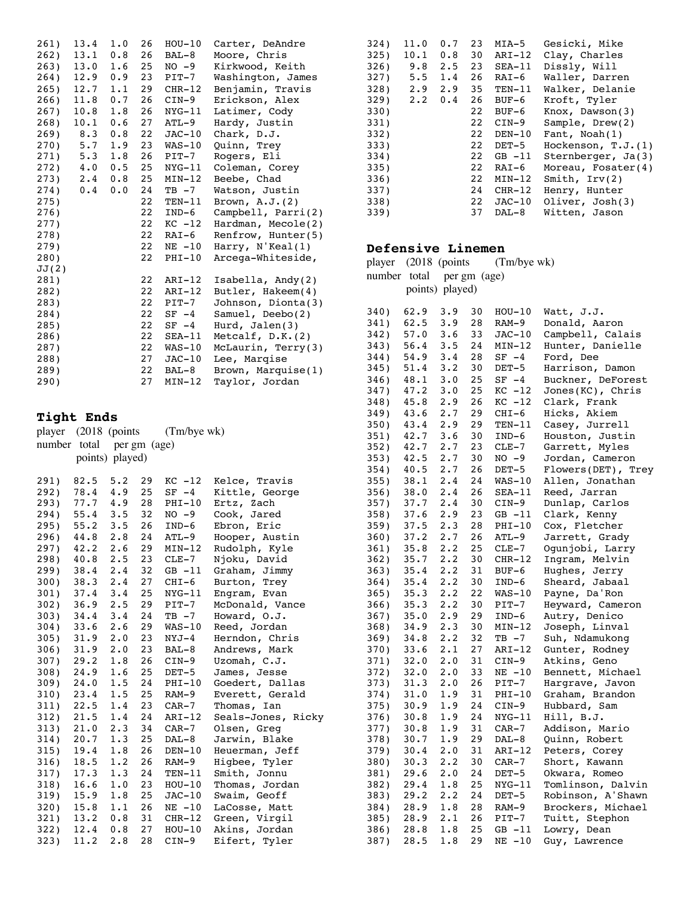| # | Total | Per gm | Age | Tm/bye | Player |
|---|---|---|---|---|---|
| 261) | 13.4 | 1.0 | 26 | HOU-10 | Carter, DeAndre |
| 262) | 13.1 | 0.8 | 26 | BAL-8 | Moore, Chris |
| 263) | 13.0 | 1.6 | 25 | NO -9 | Kirkwood, Keith |
| 264) | 12.9 | 0.9 | 23 | PIT-7 | Washington, James |
| 265) | 12.7 | 1.1 | 29 | CHR-12 | Benjamin, Travis |
| 266) | 11.8 | 0.7 | 26 | CIN-9 | Erickson, Alex |
| 267) | 10.8 | 1.8 | 26 | NYG-11 | Latimer, Cody |
| 268) | 10.1 | 0.6 | 27 | ATL-9 | Hardy, Justin |
| 269) | 8.3 | 0.8 | 22 | JAC-10 | Chark, D.J. |
| 270) | 5.7 | 1.9 | 23 | WAS-10 | Quinn, Trey |
| 271) | 5.3 | 1.8 | 26 | PIT-7 | Rogers, Eli |
| 272) | 4.0 | 0.5 | 25 | NYG-11 | Coleman, Corey |
| 273) | 2.4 | 0.8 | 25 | MIN-12 | Beebe, Chad |
| 274) | 0.4 | 0.0 | 24 | TB -7 | Watson, Justin |
| 275) | | | 22 | TEN-11 | Brown, A.J.(2) |
| 276) | | | 22 | IND-6 | Campbell, Parri(2) |
| 277) | | | 22 | KC -12 | Hardman, Mecole(2) |
| 278) | | | 22 | RAI-6 | Renfrow, Hunter(5) |
| 279) | | | 22 | NE -10 | Harry, N'Keal(1) |
| 280) | | | 22 | PHI-10 | Arcega-Whiteside, JJ(2) |
| 281) | | | 22 | ARI-12 | Isabella, Andy(2) |
| 282) | | | 22 | ARI-12 | Butler, Hakeem(4) |
| 283) | | | 22 | PIT-7 | Johnson, Dionta(3) |
| 284) | | | 22 | SF -4 | Samuel, Deebo(2) |
| 285) | | | 22 | SF -4 | Hurd, Jalen(3) |
| 286) | | | 22 | SEA-11 | Metcalf, D.K.(2) |
| 287) | | | 22 | WAS-10 | McLaurin, Terry(3) |
| 288) | | | 27 | JAC-10 | Lee, Marqise |
| 289) | | | 22 | BAL-8 | Brown, Marquise(1) |
| 290) | | | 27 | MIN-12 | Taylor, Jordan |

## Tight Ends

| player number | (2018 total points) | (points per gm played) | (age) | (Tm/bye wk) | |
|---|---|---|---|---|---|
| 291) | 82.5 | 5.2 | 29 | KC -12 | Kelce, Travis |
| 292) | 78.4 | 4.9 | 25 | SF -4 | Kittle, George |
| 293) | 77.7 | 4.9 | 28 | PHI-10 | Ertz, Zach |
| 294) | 55.4 | 3.5 | 32 | NO -9 | Cook, Jared |
| 295) | 55.2 | 3.5 | 26 | IND-6 | Ebron, Eric |
| 296) | 44.8 | 2.8 | 24 | ATL-9 | Hooper, Austin |
| 297) | 42.2 | 2.6 | 29 | MIN-12 | Rudolph, Kyle |
| 298) | 40.8 | 2.5 | 23 | CLE-7 | Njoku, David |
| 299) | 38.4 | 2.4 | 32 | GB -11 | Graham, Jimmy |
| 300) | 38.3 | 2.4 | 27 | CHI-6 | Burton, Trey |
| 301) | 37.4 | 3.4 | 25 | NYG-11 | Engram, Evan |
| 302) | 36.9 | 2.5 | 29 | PIT-7 | McDonald, Vance |
| 303) | 34.4 | 3.4 | 24 | TB -7 | Howard, O.J. |
| 304) | 33.6 | 2.6 | 29 | WAS-10 | Reed, Jordan |
| 305) | 31.9 | 2.0 | 23 | NYJ-4 | Herndon, Chris |
| 306) | 31.9 | 2.0 | 23 | BAL-8 | Andrews, Mark |
| 307) | 29.2 | 1.8 | 26 | CIN-9 | Uzomah, C.J. |
| 308) | 24.9 | 1.6 | 25 | DET-5 | James, Jesse |
| 309) | 24.0 | 1.5 | 24 | PHI-10 | Goedert, Dallas |
| 310) | 23.4 | 1.5 | 25 | RAM-9 | Everett, Gerald |
| 311) | 22.5 | 1.4 | 23 | CAR-7 | Thomas, Ian |
| 312) | 21.5 | 1.4 | 24 | ARI-12 | Seals-Jones, Ricky |
| 313) | 21.0 | 2.3 | 34 | CAR-7 | Olsen, Greg |
| 314) | 20.7 | 1.3 | 25 | DAL-8 | Jarwin, Blake |
| 315) | 19.4 | 1.8 | 26 | DEN-10 | Heuerman, Jeff |
| 316) | 18.5 | 1.2 | 26 | RAM-9 | Higbee, Tyler |
| 317) | 17.3 | 1.3 | 24 | TEN-11 | Smith, Jonnu |
| 318) | 16.6 | 1.0 | 23 | HOU-10 | Thomas, Jordan |
| 319) | 15.9 | 1.8 | 25 | JAC-10 | Swaim, Geoff |
| 320) | 15.8 | 1.1 | 26 | NE -10 | LaCosse, Matt |
| 321) | 13.2 | 0.8 | 31 | CHR-12 | Green, Virgil |
| 322) | 12.4 | 0.8 | 27 | HOU-10 | Akins, Jordan |
| 323) | 11.2 | 2.8 | 28 | CIN-9 | Eifert, Tyler |
| 324) | 11.0 | 0.7 | 23 | MIA-5 | Gesicki, Mike |
| 325) | 10.1 | 0.8 | 30 | ARI-12 | Clay, Charles |
| 326) | 9.8 | 2.5 | 23 | SEA-11 | Dissly, Will |
| 327) | 5.5 | 1.4 | 26 | RAI-6 | Waller, Darren |
| 328) | 2.9 | 2.9 | 35 | TEN-11 | Walker, Delanie |
| 329) | 2.2 | 0.4 | 26 | BUF-6 | Kroft, Tyler |
| 330) | | | 22 | BUF-6 | Knox, Dawson(3) |
| 331) | | | 22 | CIN-9 | Sample, Drew(2) |
| 332) | | | 22 | DEN-10 | Fant, Noah(1) |
| 333) | | | 22 | DET-5 | Hockenson, T.J.(1) |
| 334) | | | 22 | GB -11 | Sternberger, Ja(3) |
| 335) | | | 22 | RAI-6 | Moreau, Fosater(4) |
| 336) | | | 22 | MIN-12 | Smith, Irv(2) |
| 337) | | | 24 | CHR-12 | Henry, Hunter |
| 338) | | | 22 | JAC-10 | Oliver, Josh(3) |
| 339) | | | 37 | DAL-8 | Witten, Jason |

## Defensive Linemen

| player number | (2018 total points) | (points per gm played) | (age) | (Tm/bye wk) | |
|---|---|---|---|---|---|
| 340) | 62.9 | 3.9 | 30 | HOU-10 | Watt, J.J. |
| 341) | 62.5 | 3.9 | 28 | RAM-9 | Donald, Aaron |
| 342) | 57.0 | 3.6 | 33 | JAC-10 | Campbell, Calais |
| 343) | 56.4 | 3.5 | 24 | MIN-12 | Hunter, Danielle |
| 344) | 54.9 | 3.4 | 28 | SF -4 | Ford, Dee |
| 345) | 51.4 | 3.2 | 30 | DET-5 | Harrison, Damon |
| 346) | 48.1 | 3.0 | 25 | SF -4 | Buckner, DeForest |
| 347) | 47.2 | 3.0 | 25 | KC -12 | Jones(KC), Chris |
| 348) | 45.8 | 2.9 | 26 | KC -12 | Clark, Frank |
| 349) | 43.6 | 2.7 | 29 | CHI-6 | Hicks, Akiem |
| 350) | 43.4 | 2.9 | 29 | TEN-11 | Casey, Jurrell |
| 351) | 42.7 | 3.6 | 30 | IND-6 | Houston, Justin |
| 352) | 42.7 | 2.7 | 23 | CLE-7 | Garrett, Myles |
| 353) | 42.5 | 2.7 | 30 | NO -9 | Jordan, Cameron |
| 354) | 40.5 | 2.7 | 26 | DET-5 | Flowers(DET), Trey |
| 355) | 38.1 | 2.4 | 24 | WAS-10 | Allen, Jonathan |
| 356) | 38.0 | 2.4 | 26 | SEA-11 | Reed, Jarran |
| 357) | 37.7 | 2.4 | 30 | CIN-9 | Dunlap, Carlos |
| 358) | 37.6 | 2.9 | 23 | GB -11 | Clark, Kenny |
| 359) | 37.5 | 2.3 | 28 | PHI-10 | Cox, Fletcher |
| 360) | 37.2 | 2.7 | 26 | ATL-9 | Jarrett, Grady |
| 361) | 35.8 | 2.2 | 25 | CLE-7 | Ogunjobi, Larry |
| 362) | 35.7 | 2.2 | 30 | CHR-12 | Ingram, Melvin |
| 363) | 35.4 | 2.2 | 31 | BUF-6 | Hughes, Jerry |
| 364) | 35.4 | 2.2 | 30 | IND-6 | Sheard, Jabaal |
| 365) | 35.3 | 2.2 | 22 | WAS-10 | Payne, Da'Ron |
| 366) | 35.3 | 2.2 | 30 | PIT-7 | Heyward, Cameron |
| 367) | 35.0 | 2.9 | 29 | IND-6 | Autry, Denico |
| 368) | 34.9 | 2.3 | 30 | MIN-12 | Joseph, Linval |
| 369) | 34.8 | 2.2 | 32 | TB -7 | Suh, Ndamukong |
| 370) | 33.6 | 2.1 | 27 | ARI-12 | Gunter, Rodney |
| 371) | 32.0 | 2.0 | 31 | CIN-9 | Atkins, Geno |
| 372) | 32.0 | 2.0 | 33 | NE -10 | Bennett, Michael |
| 373) | 31.3 | 2.0 | 26 | PIT-7 | Hargrave, Javon |
| 374) | 31.0 | 1.9 | 31 | PHI-10 | Graham, Brandon |
| 375) | 30.9 | 1.9 | 24 | CIN-9 | Hubbard, Sam |
| 376) | 30.8 | 1.9 | 24 | NYG-11 | Hill, B.J. |
| 377) | 30.8 | 1.9 | 31 | CAR-7 | Addison, Mario |
| 378) | 30.7 | 1.9 | 29 | DAL-8 | Quinn, Robert |
| 379) | 30.4 | 2.0 | 31 | ARI-12 | Peters, Corey |
| 380) | 30.3 | 2.2 | 30 | CAR-7 | Short, Kawann |
| 381) | 29.6 | 2.0 | 24 | DET-5 | Okwara, Romeo |
| 382) | 29.4 | 1.8 | 25 | NYG-11 | Tomlinson, Dalvin |
| 383) | 29.2 | 2.2 | 24 | DET-5 | Robinson, A'Shawn |
| 384) | 28.9 | 1.8 | 28 | RAM-9 | Brockers, Michael |
| 385) | 28.9 | 2.1 | 26 | PIT-7 | Tuitt, Stephon |
| 386) | 28.8 | 1.8 | 25 | GB -11 | Lowry, Dean |
| 387) | 28.5 | 1.8 | 29 | NE -10 | Guy, Lawrence |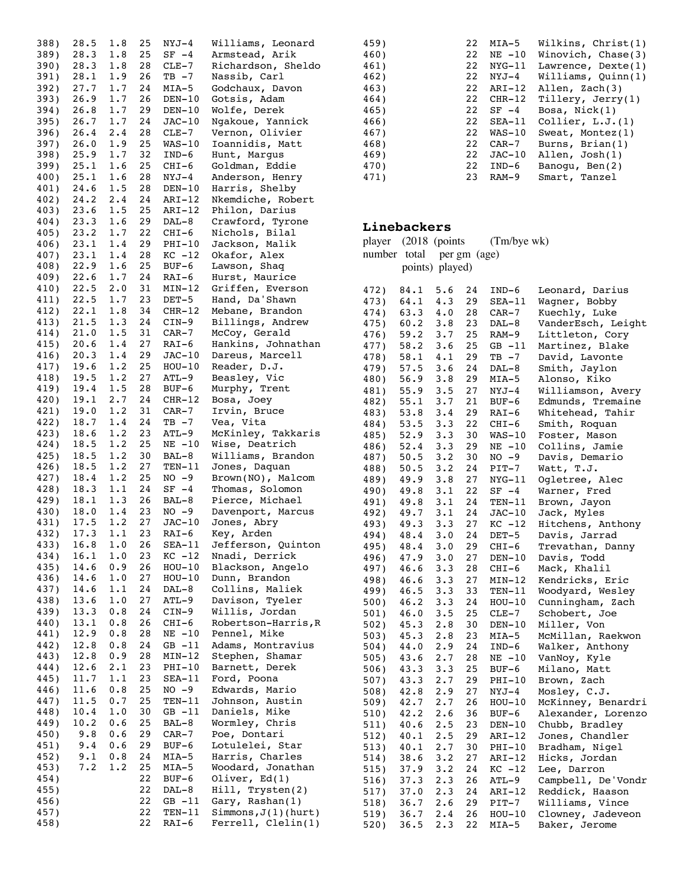| | | | | | |
|---|---|---|---|---|---|
| 388) | 28.5 | 1.8 | 25 | NYJ-4 | Williams, Leonard |
| 389) | 28.3 | 1.8 | 25 | SF -4 | Armstead, Arik |
| 390) | 28.3 | 1.8 | 28 | CLE-7 | Richardson, Sheldo |
| 391) | 28.1 | 1.9 | 26 | TB -7 | Nassib, Carl |
| 392) | 27.7 | 1.7 | 24 | MIA-5 | Godchaux, Davon |
| 393) | 26.9 | 1.7 | 26 | DEN-10 | Gotsis, Adam |
| 394) | 26.8 | 1.7 | 29 | DEN-10 | Wolfe, Derek |
| 395) | 26.7 | 1.7 | 24 | JAC-10 | Ngakoue, Yannick |
| 396) | 26.4 | 2.4 | 28 | CLE-7 | Vernon, Olivier |
| 397) | 26.0 | 1.9 | 25 | WAS-10 | Ioannidis, Matt |
| 398) | 25.9 | 1.7 | 32 | IND-6 | Hunt, Margus |
| 399) | 25.1 | 1.6 | 25 | CHI-6 | Goldman, Eddie |
| 400) | 25.1 | 1.6 | 28 | NYJ-4 | Anderson, Henry |
| 401) | 24.6 | 1.5 | 28 | DEN-10 | Harris, Shelby |
| 402) | 24.2 | 2.4 | 24 | ARI-12 | Nkemdiche, Robert |
| 403) | 23.6 | 1.5 | 25 | ARI-12 | Philon, Darius |
| 404) | 23.3 | 1.6 | 29 | DAL-8 | Crawford, Tyrone |
| 405) | 23.2 | 1.7 | 22 | CHI-6 | Nichols, Bilal |
| 406) | 23.1 | 1.4 | 29 | PHI-10 | Jackson, Malik |
| 407) | 23.1 | 1.4 | 28 | KC -12 | Okafor, Alex |
| 408) | 22.9 | 1.6 | 25 | BUF-6 | Lawson, Shaq |
| 409) | 22.6 | 1.7 | 24 | RAI-6 | Hurst, Maurice |
| 410) | 22.5 | 2.0 | 31 | MIN-12 | Griffen, Everson |
| 411) | 22.5 | 1.7 | 23 | DET-5 | Hand, Da'Shawn |
| 412) | 22.1 | 1.8 | 34 | CHR-12 | Mebane, Brandon |
| 413) | 21.5 | 1.3 | 24 | CIN-9 | Billings, Andrew |
| 414) | 21.0 | 1.5 | 31 | CAR-7 | McCoy, Gerald |
| 415) | 20.6 | 1.4 | 27 | RAI-6 | Hankins, Johnathan |
| 416) | 20.3 | 1.4 | 29 | JAC-10 | Dareus, Marcell |
| 417) | 19.6 | 1.2 | 25 | HOU-10 | Reader, D.J. |
| 418) | 19.5 | 1.2 | 27 | ATL-9 | Beasley, Vic |
| 419) | 19.4 | 1.5 | 28 | BUF-6 | Murphy, Trent |
| 420) | 19.1 | 2.7 | 24 | CHR-12 | Bosa, Joey |
| 421) | 19.0 | 1.2 | 31 | CAR-7 | Irvin, Bruce |
| 422) | 18.7 | 1.4 | 24 | TB -7 | Vea, Vita |
| 423) | 18.6 | 1.2 | 23 | ATL-9 | McKinley, Takkaris |
| 424) | 18.5 | 1.2 | 25 | NE -10 | Wise, Deatrich |
| 425) | 18.5 | 1.2 | 30 | BAL-8 | Williams, Brandon |
| 426) | 18.5 | 1.2 | 27 | TEN-11 | Jones, Daquan |
| 427) | 18.4 | 1.2 | 25 | NO -9 | Brown(NO), Malcom |
| 428) | 18.3 | 1.1 | 24 | SF -4 | Thomas, Solomon |
| 429) | 18.1 | 1.3 | 26 | BAL-8 | Pierce, Michael |
| 430) | 18.0 | 1.4 | 23 | NO -9 | Davenport, Marcus |
| 431) | 17.5 | 1.2 | 27 | JAC-10 | Jones, Abry |
| 432) | 17.3 | 1.1 | 23 | RAI-6 | Key, Arden |
| 433) | 16.8 | 1.0 | 26 | SEA-11 | Jefferson, Quinton |
| 434) | 16.1 | 1.0 | 23 | KC -12 | Nnadi, Derrick |
| 435) | 14.6 | 0.9 | 26 | HOU-10 | Blackson, Angelo |
| 436) | 14.6 | 1.0 | 27 | HOU-10 | Dunn, Brandon |
| 437) | 14.6 | 1.1 | 24 | DAL-8 | Collins, Maliek |
| 438) | 13.6 | 1.0 | 27 | ATL-9 | Davison, Tyeler |
| 439) | 13.3 | 0.8 | 24 | CIN-9 | Willis, Jordan |
| 440) | 13.1 | 0.8 | 26 | CHI-6 | Robertson-Harris,R |
| 441) | 12.9 | 0.8 | 28 | NE -10 | Pennel, Mike |
| 442) | 12.8 | 0.8 | 24 | GB -11 | Adams, Montravius |
| 443) | 12.8 | 0.9 | 28 | MIN-12 | Stephen, Shamar |
| 444) | 12.6 | 2.1 | 23 | PHI-10 | Barnett, Derek |
| 445) | 11.7 | 1.1 | 23 | SEA-11 | Ford, Poona |
| 446) | 11.6 | 0.8 | 25 | NO -9 | Edwards, Mario |
| 447) | 11.5 | 0.7 | 25 | TEN-11 | Johnson, Austin |
| 448) | 10.4 | 1.0 | 30 | GB -11 | Daniels, Mike |
| 449) | 10.2 | 0.6 | 25 | BAL-8 | Wormley, Chris |
| 450) | 9.8 | 0.6 | 29 | CAR-7 | Poe, Dontari |
| 451) | 9.4 | 0.6 | 29 | BUF-6 | Lotulelei, Star |
| 452) | 9.1 | 0.8 | 24 | MIA-5 | Harris, Charles |
| 453) | 7.2 | 1.2 | 25 | MIA-5 | Woodard, Jonathan |
| 454) | | | 22 | BUF-6 | Oliver, Ed(1) |
| 455) | | | 22 | DAL-8 | Hill, Trysten(2) |
| 456) | | | 22 | GB -11 | Gary, Rashan(1) |
| 457) | | | 22 | TEN-11 | Simmons,J(1)(hurt) |
| 458) | | | 22 | RAI-6 | Ferrell, Clelin(1) |
| 459) | | | 22 | MIA-5 | Wilkins, Christ(1) |
| 460) | | | 22 | NE -10 | Winovich, Chase(3) |
| 461) | | | 22 | NYG-11 | Lawrence, Dexte(1) |
| 462) | | | 22 | NYJ-4 | Williams, Quinn(1) |
| 463) | | | 22 | ARI-12 | Allen, Zach(3) |
| 464) | | | 22 | CHR-12 | Tillery, Jerry(1) |
| 465) | | | 22 | SF -4 | Bosa, Nick(1) |
| 466) | | | 22 | SEA-11 | Collier, L.J.(1) |
| 467) | | | 22 | WAS-10 | Sweat, Montez(1) |
| 468) | | | 22 | CAR-7 | Burns, Brian(1) |
| 469) | | | 22 | JAC-10 | Allen, Josh(1) |
| 470) | | | 22 | IND-6 | Banogu, Ben(2) |
| 471) | | | 23 | RAM-9 | Smart, Tanzel |

## Linebackers

| player number | (2018 total points) | (points per gm played) | (age) | (Tm/bye wk) | |
|---|---|---|---|---|---|
| 472) | 84.1 | 5.6 | 24 | IND-6 | Leonard, Darius |
| 473) | 64.1 | 4.3 | 29 | SEA-11 | Wagner, Bobby |
| 474) | 63.3 | 4.0 | 28 | CAR-7 | Kuechly, Luke |
| 475) | 60.2 | 3.8 | 23 | DAL-8 | VanderEsch, Leight |
| 476) | 59.2 | 3.7 | 25 | RAM-9 | Littleton, Cory |
| 477) | 58.2 | 3.6 | 25 | GB -11 | Martinez, Blake |
| 478) | 58.1 | 4.1 | 29 | TB -7 | David, Lavonte |
| 479) | 57.5 | 3.6 | 24 | DAL-8 | Smith, Jaylon |
| 480) | 56.9 | 3.8 | 29 | MIA-5 | Alonso, Kiko |
| 481) | 55.9 | 3.5 | 27 | NYJ-4 | Williamson, Avery |
| 482) | 55.1 | 3.7 | 21 | BUF-6 | Edmunds, Tremaine |
| 483) | 53.8 | 3.4 | 29 | RAI-6 | Whitehead, Tahir |
| 484) | 53.5 | 3.3 | 22 | CHI-6 | Smith, Roquan |
| 485) | 52.9 | 3.3 | 30 | WAS-10 | Foster, Mason |
| 486) | 52.4 | 3.3 | 29 | NE -10 | Collins, Jamie |
| 487) | 50.5 | 3.2 | 30 | NO -9 | Davis, Demario |
| 488) | 50.5 | 3.2 | 24 | PIT-7 | Watt, T.J. |
| 489) | 49.9 | 3.8 | 27 | NYG-11 | Ogletree, Alec |
| 490) | 49.8 | 3.1 | 22 | SF -4 | Warner, Fred |
| 491) | 49.8 | 3.1 | 24 | TEN-11 | Brown, Jayon |
| 492) | 49.7 | 3.1 | 24 | JAC-10 | Jack, Myles |
| 493) | 49.3 | 3.3 | 27 | KC -12 | Hitchens, Anthony |
| 494) | 48.4 | 3.0 | 24 | DET-5 | Davis, Jarrad |
| 495) | 48.4 | 3.0 | 29 | CHI-6 | Trevathan, Danny |
| 496) | 47.9 | 3.0 | 27 | DEN-10 | Davis, Todd |
| 497) | 46.6 | 3.3 | 28 | CHI-6 | Mack, Khalil |
| 498) | 46.6 | 3.3 | 27 | MIN-12 | Kendricks, Eric |
| 499) | 46.5 | 3.3 | 33 | TEN-11 | Woodyard, Wesley |
| 500) | 46.2 | 3.3 | 24 | HOU-10 | Cunningham, Zach |
| 501) | 46.0 | 3.5 | 25 | CLE-7 | Schobert, Joe |
| 502) | 45.3 | 2.8 | 30 | DEN-10 | Miller, Von |
| 503) | 45.3 | 2.8 | 23 | MIA-5 | McMillan, Raekwon |
| 504) | 44.0 | 2.9 | 24 | IND-6 | Walker, Anthony |
| 505) | 43.6 | 2.7 | 28 | NE -10 | VanNoy, Kyle |
| 506) | 43.3 | 3.3 | 25 | BUF-6 | Milano, Matt |
| 507) | 43.3 | 2.7 | 29 | PHI-10 | Brown, Zach |
| 508) | 42.8 | 2.9 | 27 | NYJ-4 | Mosley, C.J. |
| 509) | 42.7 | 2.7 | 26 | HOU-10 | McKinney, Benardri |
| 510) | 42.2 | 2.6 | 36 | BUF-6 | Alexander, Lorenzo |
| 511) | 40.6 | 2.5 | 23 | DEN-10 | Chubb, Bradley |
| 512) | 40.1 | 2.5 | 29 | ARI-12 | Jones, Chandler |
| 513) | 40.1 | 2.7 | 30 | PHI-10 | Bradham, Nigel |
| 514) | 38.6 | 3.2 | 27 | ARI-12 | Hicks, Jordan |
| 515) | 37.9 | 3.2 | 24 | KC -12 | Lee, Darron |
| 516) | 37.3 | 2.3 | 26 | ATL-9 | Campbell, De'Vondr |
| 517) | 37.0 | 2.3 | 24 | ARI-12 | Reddick, Haason |
| 518) | 36.7 | 2.6 | 29 | PIT-7 | Williams, Vince |
| 519) | 36.7 | 2.4 | 26 | HOU-10 | Clowney, Jadeveon |
| 520) | 36.5 | 2.3 | 22 | MIA-5 | Baker, Jerome |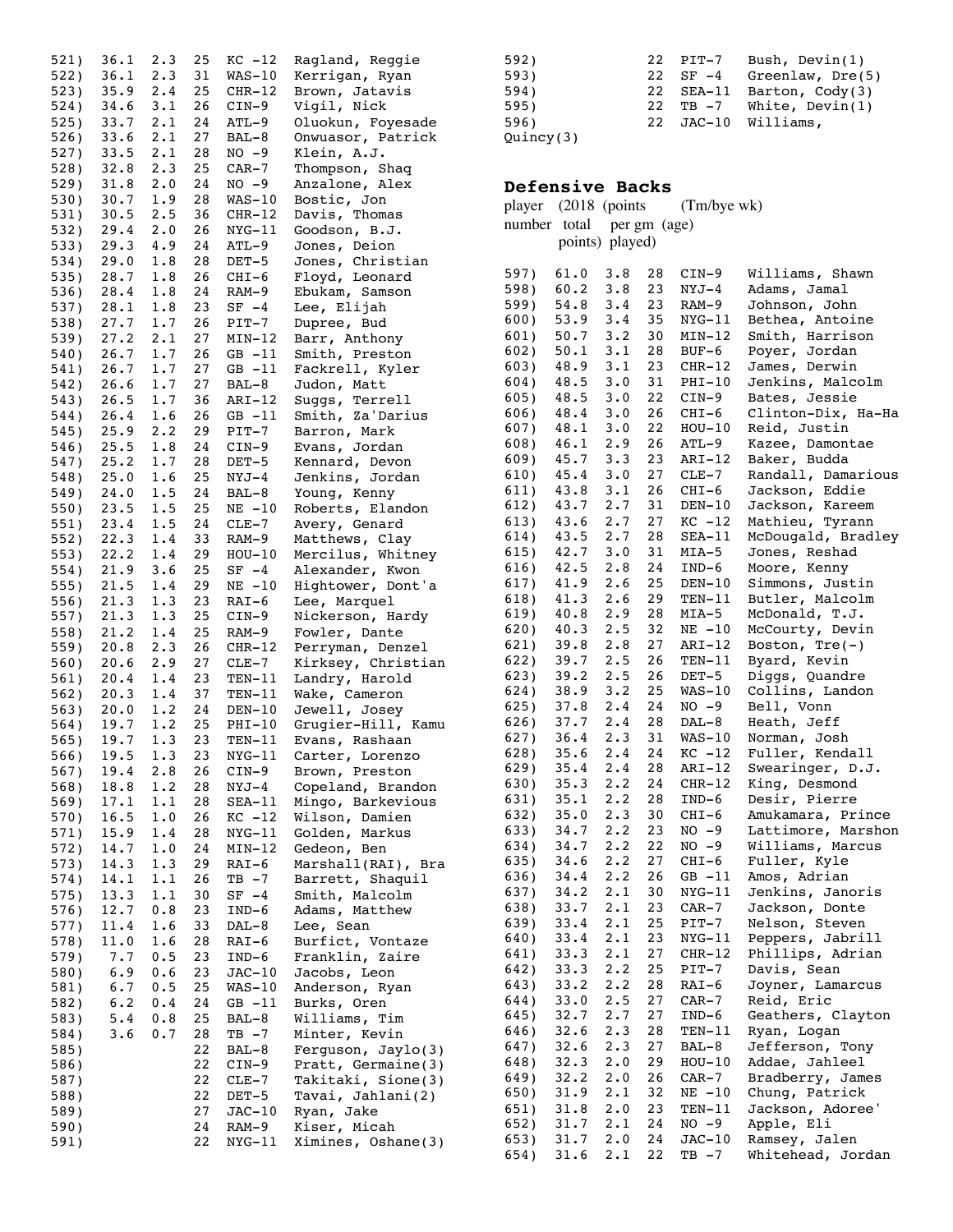| # | Total | Per gm | Age | Tm/bye | Player |
|---|---|---|---|---|---|
| 521) | 36.1 | 2.3 | 25 | KC -12 | Ragland, Reggie |
| 522) | 36.1 | 2.3 | 31 | WAS-10 | Kerrigan, Ryan |
| 523) | 35.9 | 2.4 | 25 | CHR-12 | Brown, Jatavis |
| 524) | 34.6 | 3.1 | 26 | CIN-9 | Vigil, Nick |
| 525) | 33.7 | 2.1 | 24 | ATL-9 | Oluokun, Foyesade |
| 526) | 33.6 | 2.1 | 27 | BAL-8 | Onwuasor, Patrick |
| 527) | 33.5 | 2.1 | 28 | NO -9 | Klein, A.J. |
| 528) | 32.8 | 2.3 | 25 | CAR-7 | Thompson, Shaq |
| 529) | 31.8 | 2.0 | 24 | NO -9 | Anzalone, Alex |
| 530) | 30.7 | 1.9 | 28 | WAS-10 | Bostic, Jon |
| 531) | 30.5 | 2.5 | 36 | CHR-12 | Davis, Thomas |
| 532) | 29.4 | 2.0 | 26 | NYG-11 | Goodson, B.J. |
| 533) | 29.3 | 4.9 | 24 | ATL-9 | Jones, Deion |
| 534) | 29.0 | 1.8 | 28 | DET-5 | Jones, Christian |
| 535) | 28.7 | 1.8 | 26 | CHI-6 | Floyd, Leonard |
| 536) | 28.4 | 1.8 | 24 | RAM-9 | Ebukam, Samson |
| 537) | 28.1 | 1.8 | 23 | SF -4 | Lee, Elijah |
| 538) | 27.7 | 1.7 | 26 | PIT-7 | Dupree, Bud |
| 539) | 27.2 | 2.1 | 27 | MIN-12 | Barr, Anthony |
| 540) | 26.7 | 1.7 | 26 | GB -11 | Smith, Preston |
| 541) | 26.7 | 1.7 | 27 | GB -11 | Fackrell, Kyler |
| 542) | 26.6 | 1.7 | 27 | BAL-8 | Judon, Matt |
| 543) | 26.5 | 1.7 | 36 | ARI-12 | Suggs, Terrell |
| 544) | 26.4 | 1.6 | 26 | GB -11 | Smith, Za'Darius |
| 545) | 25.9 | 2.2 | 29 | PIT-7 | Barron, Mark |
| 546) | 25.5 | 1.8 | 24 | CIN-9 | Evans, Jordan |
| 547) | 25.2 | 1.7 | 28 | DET-5 | Kennard, Devon |
| 548) | 25.0 | 1.6 | 25 | NYJ-4 | Jenkins, Jordan |
| 549) | 24.0 | 1.5 | 24 | BAL-8 | Young, Kenny |
| 550) | 23.5 | 1.5 | 25 | NE -10 | Roberts, Elandon |
| 551) | 23.4 | 1.5 | 24 | CLE-7 | Avery, Genard |
| 552) | 22.3 | 1.4 | 33 | RAM-9 | Matthews, Clay |
| 553) | 22.2 | 1.4 | 29 | HOU-10 | Mercilus, Whitney |
| 554) | 21.9 | 3.6 | 25 | SF -4 | Alexander, Kwon |
| 555) | 21.5 | 1.4 | 29 | NE -10 | Hightower, Dont'a |
| 556) | 21.3 | 1.3 | 23 | RAI-6 | Lee, Marquel |
| 557) | 21.3 | 1.3 | 25 | CIN-9 | Nickerson, Hardy |
| 558) | 21.2 | 1.4 | 25 | RAM-9 | Fowler, Dante |
| 559) | 20.8 | 2.3 | 26 | CHR-12 | Perryman, Denzel |
| 560) | 20.6 | 2.9 | 27 | CLE-7 | Kirksey, Christian |
| 561) | 20.4 | 1.4 | 23 | TEN-11 | Landry, Harold |
| 562) | 20.3 | 1.4 | 37 | TEN-11 | Wake, Cameron |
| 563) | 20.0 | 1.2 | 24 | DEN-10 | Jewell, Josey |
| 564) | 19.7 | 1.2 | 25 | PHI-10 | Grugier-Hill, Kamu |
| 565) | 19.7 | 1.3 | 23 | TEN-11 | Evans, Rashaan |
| 566) | 19.5 | 1.3 | 23 | NYG-11 | Carter, Lorenzo |
| 567) | 19.4 | 2.8 | 26 | CIN-9 | Brown, Preston |
| 568) | 18.8 | 1.2 | 28 | NYJ-4 | Copeland, Brandon |
| 569) | 17.1 | 1.1 | 28 | SEA-11 | Mingo, Barkevious |
| 570) | 16.5 | 1.0 | 26 | KC -12 | Wilson, Damien |
| 571) | 15.9 | 1.4 | 28 | NYG-11 | Golden, Markus |
| 572) | 14.7 | 1.0 | 24 | MIN-12 | Gedeon, Ben |
| 573) | 14.3 | 1.3 | 29 | RAI-6 | Marshall(RAI), Bra |
| 574) | 14.1 | 1.1 | 26 | TB -7 | Barrett, Shaquil |
| 575) | 13.3 | 1.1 | 30 | SF -4 | Smith, Malcolm |
| 576) | 12.7 | 0.8 | 23 | IND-6 | Adams, Matthew |
| 577) | 11.4 | 1.6 | 33 | DAL-8 | Lee, Sean |
| 578) | 11.0 | 1.6 | 28 | RAI-6 | Burfict, Vontaze |
| 579) | 7.7 | 0.5 | 23 | IND-6 | Franklin, Zaire |
| 580) | 6.9 | 0.6 | 23 | JAC-10 | Jacobs, Leon |
| 581) | 6.7 | 0.5 | 25 | WAS-10 | Anderson, Ryan |
| 582) | 6.2 | 0.4 | 24 | GB -11 | Burks, Oren |
| 583) | 5.4 | 0.8 | 25 | BAL-8 | Williams, Tim |
| 584) | 3.6 | 0.7 | 28 | TB -7 | Minter, Kevin |
| 585) | | | 22 | BAL-8 | Ferguson, Jaylo(3) |
| 586) | | | 22 | CIN-9 | Pratt, Germaine(3) |
| 587) | | | 22 | CLE-7 | Takitaki, Sione(3) |
| 588) | | | 22 | DET-5 | Tavai, Jahlani(2) |
| 589) | | | 27 | JAC-10 | Ryan, Jake |
| 590) | | | 24 | RAM-9 | Kiser, Micah |
| 591) | | | 22 | NYG-11 | Ximines, Oshane(3) |
| 592) | | | 22 | PIT-7 | Bush, Devin(1) |
| 593) | | | 22 | SF -4 | Greenlaw, Dre(5) |
| 594) | | | 22 | SEA-11 | Barton, Cody(3) |
| 595) | | | 22 | TB -7 | White, Devin(1) |
| 596) | | | 22 | JAC-10 | Williams, Quincy(3) |

## Defensive Backs

| player number | (2018 total points) | (points per gm played) | (age) | (Tm/bye wk) | |
|---|---|---|---|---|---|
| 597) | 61.0 | 3.8 | 28 | CIN-9 | Williams, Shawn |
| 598) | 60.2 | 3.8 | 23 | NYJ-4 | Adams, Jamal |
| 599) | 54.8 | 3.4 | 23 | RAM-9 | Johnson, John |
| 600) | 53.9 | 3.4 | 35 | NYG-11 | Bethea, Antoine |
| 601) | 50.7 | 3.2 | 30 | MIN-12 | Smith, Harrison |
| 602) | 50.1 | 3.1 | 28 | BUF-6 | Poyer, Jordan |
| 603) | 48.9 | 3.1 | 23 | CHR-12 | James, Derwin |
| 604) | 48.5 | 3.0 | 31 | PHI-10 | Jenkins, Malcolm |
| 605) | 48.5 | 3.0 | 22 | CIN-9 | Bates, Jessie |
| 606) | 48.4 | 3.0 | 26 | CHI-6 | Clinton-Dix, Ha-Ha |
| 607) | 48.1 | 3.0 | 22 | HOU-10 | Reid, Justin |
| 608) | 46.1 | 2.9 | 26 | ATL-9 | Kazee, Damontae |
| 609) | 45.7 | 3.3 | 23 | ARI-12 | Baker, Budda |
| 610) | 45.4 | 3.0 | 27 | CLE-7 | Randall, Damarious |
| 611) | 43.8 | 3.1 | 26 | CHI-6 | Jackson, Eddie |
| 612) | 43.7 | 2.7 | 31 | DEN-10 | Jackson, Kareem |
| 613) | 43.6 | 2.7 | 27 | KC -12 | Mathieu, Tyrann |
| 614) | 43.5 | 2.7 | 28 | SEA-11 | McDougald, Bradley |
| 615) | 42.7 | 3.0 | 31 | MIA-5 | Jones, Reshad |
| 616) | 42.5 | 2.8 | 24 | IND-6 | Moore, Kenny |
| 617) | 41.9 | 2.6 | 25 | DEN-10 | Simmons, Justin |
| 618) | 41.3 | 2.6 | 29 | TEN-11 | Butler, Malcolm |
| 619) | 40.8 | 2.9 | 28 | MIA-5 | McDonald, T.J. |
| 620) | 40.3 | 2.5 | 32 | NE -10 | McCourty, Devin |
| 621) | 39.8 | 2.8 | 27 | ARI-12 | Boston, Tre(-) |
| 622) | 39.7 | 2.5 | 26 | TEN-11 | Byard, Kevin |
| 623) | 39.2 | 2.5 | 26 | DET-5 | Diggs, Quandre |
| 624) | 38.9 | 3.2 | 25 | WAS-10 | Collins, Landon |
| 625) | 37.8 | 2.4 | 24 | NO -9 | Bell, Vonn |
| 626) | 37.7 | 2.4 | 28 | DAL-8 | Heath, Jeff |
| 627) | 36.4 | 2.3 | 31 | WAS-10 | Norman, Josh |
| 628) | 35.6 | 2.4 | 24 | KC -12 | Fuller, Kendall |
| 629) | 35.4 | 2.4 | 28 | ARI-12 | Swearinger, D.J. |
| 630) | 35.3 | 2.2 | 24 | CHR-12 | King, Desmond |
| 631) | 35.1 | 2.2 | 28 | IND-6 | Desir, Pierre |
| 632) | 35.0 | 2.3 | 30 | CHI-6 | Amukamara, Prince |
| 633) | 34.7 | 2.2 | 23 | NO -9 | Lattimore, Marshon |
| 634) | 34.7 | 2.2 | 22 | NO -9 | Williams, Marcus |
| 635) | 34.6 | 2.2 | 27 | CHI-6 | Fuller, Kyle |
| 636) | 34.4 | 2.2 | 26 | GB -11 | Amos, Adrian |
| 637) | 34.2 | 2.1 | 30 | NYG-11 | Jenkins, Janoris |
| 638) | 33.7 | 2.1 | 23 | CAR-7 | Jackson, Donte |
| 639) | 33.4 | 2.1 | 25 | PIT-7 | Nelson, Steven |
| 640) | 33.4 | 2.1 | 23 | NYG-11 | Peppers, Jabrill |
| 641) | 33.3 | 2.1 | 27 | CHR-12 | Phillips, Adrian |
| 642) | 33.3 | 2.2 | 25 | PIT-7 | Davis, Sean |
| 643) | 33.2 | 2.2 | 28 | RAI-6 | Joyner, Lamarcus |
| 644) | 33.0 | 2.5 | 27 | CAR-7 | Reid, Eric |
| 645) | 32.7 | 2.7 | 27 | IND-6 | Geathers, Clayton |
| 646) | 32.6 | 2.3 | 28 | TEN-11 | Ryan, Logan |
| 647) | 32.6 | 2.3 | 27 | BAL-8 | Jefferson, Tony |
| 648) | 32.3 | 2.0 | 29 | HOU-10 | Addae, Jahleel |
| 649) | 32.2 | 2.0 | 26 | CAR-7 | Bradberry, James |
| 650) | 31.9 | 2.1 | 32 | NE -10 | Chung, Patrick |
| 651) | 31.8 | 2.0 | 23 | TEN-11 | Jackson, Adoree' |
| 652) | 31.7 | 2.1 | 24 | NO -9 | Apple, Eli |
| 653) | 31.7 | 2.0 | 24 | JAC-10 | Ramsey, Jalen |
| 654) | 31.6 | 2.1 | 22 | TB -7 | Whitehead, Jordan |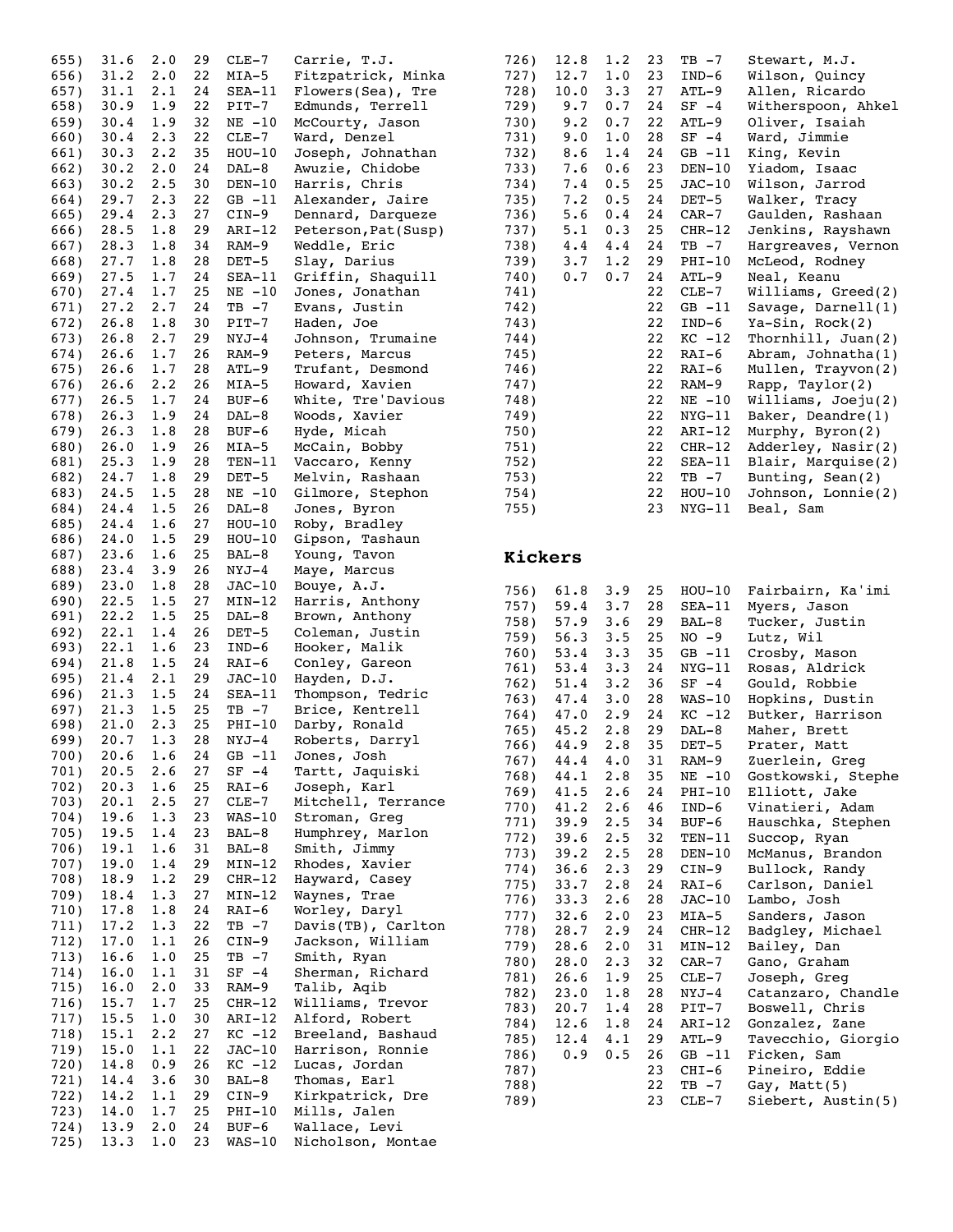| Rank | Pts | Avg | Age | Team | Player |
|---|---|---|---|---|---|
| 655) | 31.6 | 2.0 | 29 | CLE-7 | Carrie, T.J. |
| 656) | 31.2 | 2.0 | 22 | MIA-5 | Fitzpatrick, Minka |
| 657) | 31.1 | 2.1 | 24 | SEA-11 | Flowers(Sea), Tre |
| 658) | 30.9 | 1.9 | 22 | PIT-7 | Edmunds, Terrell |
| 659) | 30.4 | 1.9 | 32 | NE -10 | McCourty, Jason |
| 660) | 30.4 | 2.3 | 22 | CLE-7 | Ward, Denzel |
| 661) | 30.3 | 2.2 | 35 | HOU-10 | Joseph, Johnathan |
| 662) | 30.2 | 2.0 | 24 | DAL-8 | Awuzie, Chidobe |
| 663) | 30.2 | 2.5 | 30 | DEN-10 | Harris, Chris |
| 664) | 29.7 | 2.3 | 22 | GB -11 | Alexander, Jaire |
| 665) | 29.4 | 2.3 | 27 | CIN-9 | Dennard, Darqueze |
| 666) | 28.5 | 1.8 | 29 | ARI-12 | Peterson,Pat(Susp) |
| 667) | 28.3 | 1.8 | 34 | RAM-9 | Weddle, Eric |
| 668) | 27.7 | 1.8 | 28 | DET-5 | Slay, Darius |
| 669) | 27.5 | 1.7 | 24 | SEA-11 | Griffin, Shaquill |
| 670) | 27.4 | 1.7 | 25 | NE -10 | Jones, Jonathan |
| 671) | 27.2 | 2.7 | 24 | TB -7 | Evans, Justin |
| 672) | 26.8 | 1.8 | 30 | PIT-7 | Haden, Joe |
| 673) | 26.8 | 2.7 | 29 | NYJ-4 | Johnson, Trumaine |
| 674) | 26.6 | 1.7 | 26 | RAM-9 | Peters, Marcus |
| 675) | 26.6 | 1.7 | 28 | ATL-9 | Trufant, Desmond |
| 676) | 26.6 | 2.2 | 26 | MIA-5 | Howard, Xavien |
| 677) | 26.5 | 1.7 | 24 | BUF-6 | White, Tre'Davious |
| 678) | 26.3 | 1.9 | 24 | DAL-8 | Woods, Xavier |
| 679) | 26.3 | 1.8 | 28 | BUF-6 | Hyde, Micah |
| 680) | 26.0 | 1.9 | 26 | MIA-5 | McCain, Bobby |
| 681) | 25.3 | 1.9 | 28 | TEN-11 | Vaccaro, Kenny |
| 682) | 24.7 | 1.8 | 29 | DET-5 | Melvin, Rashaan |
| 683) | 24.5 | 1.5 | 28 | NE -10 | Gilmore, Stephon |
| 684) | 24.4 | 1.5 | 26 | DAL-8 | Jones, Byron |
| 685) | 24.4 | 1.6 | 27 | HOU-10 | Roby, Bradley |
| 686) | 24.0 | 1.5 | 29 | HOU-10 | Gipson, Tashaun |
| 687) | 23.6 | 1.6 | 25 | BAL-8 | Young, Tavon |
| 688) | 23.4 | 3.9 | 26 | NYJ-4 | Maye, Marcus |
| 689) | 23.0 | 1.8 | 28 | JAC-10 | Bouye, A.J. |
| 690) | 22.5 | 1.5 | 27 | MIN-12 | Harris, Anthony |
| 691) | 22.2 | 1.5 | 25 | DAL-8 | Brown, Anthony |
| 692) | 22.1 | 1.4 | 26 | DET-5 | Coleman, Justin |
| 693) | 22.1 | 1.6 | 23 | IND-6 | Hooker, Malik |
| 694) | 21.8 | 1.5 | 24 | RAI-6 | Conley, Gareon |
| 695) | 21.4 | 2.1 | 29 | JAC-10 | Hayden, D.J. |
| 696) | 21.3 | 1.5 | 24 | SEA-11 | Thompson, Tedric |
| 697) | 21.3 | 1.5 | 25 | TB -7 | Brice, Kentrell |
| 698) | 21.0 | 2.3 | 25 | PHI-10 | Darby, Ronald |
| 699) | 20.7 | 1.3 | 28 | NYJ-4 | Roberts, Darryl |
| 700) | 20.6 | 1.6 | 24 | GB -11 | Jones, Josh |
| 701) | 20.5 | 2.6 | 27 | SF -4 | Tartt, Jaquiski |
| 702) | 20.3 | 1.6 | 25 | RAI-6 | Joseph, Karl |
| 703) | 20.1 | 2.5 | 27 | CLE-7 | Mitchell, Terrance |
| 704) | 19.6 | 1.3 | 23 | WAS-10 | Stroman, Greg |
| 705) | 19.5 | 1.4 | 23 | BAL-8 | Humphrey, Marlon |
| 706) | 19.1 | 1.6 | 31 | BAL-8 | Smith, Jimmy |
| 707) | 19.0 | 1.4 | 29 | MIN-12 | Rhodes, Xavier |
| 708) | 18.9 | 1.2 | 29 | CHR-12 | Hayward, Casey |
| 709) | 18.4 | 1.3 | 27 | MIN-12 | Waynes, Trae |
| 710) | 17.8 | 1.8 | 24 | RAI-6 | Worley, Daryl |
| 711) | 17.2 | 1.3 | 22 | TB -7 | Davis(TB), Carlton |
| 712) | 17.0 | 1.1 | 26 | CIN-9 | Jackson, William |
| 713) | 16.6 | 1.0 | 25 | TB -7 | Smith, Ryan |
| 714) | 16.0 | 1.1 | 31 | SF -4 | Sherman, Richard |
| 715) | 16.0 | 2.0 | 33 | RAM-9 | Talib, Aqib |
| 716) | 15.7 | 1.7 | 25 | CHR-12 | Williams, Trevor |
| 717) | 15.5 | 1.0 | 30 | ARI-12 | Alford, Robert |
| 718) | 15.1 | 2.2 | 27 | KC -12 | Breeland, Bashaud |
| 719) | 15.0 | 1.1 | 22 | JAC-10 | Harrison, Ronnie |
| 720) | 14.8 | 0.9 | 26 | KC -12 | Lucas, Jordan |
| 721) | 14.4 | 3.6 | 30 | BAL-8 | Thomas, Earl |
| 722) | 14.2 | 1.1 | 29 | CIN-9 | Kirkpatrick, Dre |
| 723) | 14.0 | 1.7 | 25 | PHI-10 | Mills, Jalen |
| 724) | 13.9 | 2.0 | 24 | BUF-6 | Wallace, Levi |
| 725) | 13.3 | 1.0 | 23 | WAS-10 | Nicholson, Montae |
| 726) | 12.8 | 1.2 | 23 | TB -7 | Stewart, M.J. |
| 727) | 12.7 | 1.0 | 23 | IND-6 | Wilson, Quincy |
| 728) | 10.0 | 3.3 | 27 | ATL-9 | Allen, Ricardo |
| 729) | 9.7 | 0.7 | 24 | SF -4 | Witherspoon, Ahkel |
| 730) | 9.2 | 0.7 | 22 | ATL-9 | Oliver, Isaiah |
| 731) | 9.0 | 1.0 | 28 | SF -4 | Ward, Jimmie |
| 732) | 8.6 | 1.4 | 24 | GB -11 | King, Kevin |
| 733) | 7.6 | 0.6 | 23 | DEN-10 | Yiadom, Isaac |
| 734) | 7.4 | 0.5 | 25 | JAC-10 | Wilson, Jarrod |
| 735) | 7.2 | 0.5 | 24 | DET-5 | Walker, Tracy |
| 736) | 5.6 | 0.4 | 24 | CAR-7 | Gaulden, Rashaan |
| 737) | 5.1 | 0.3 | 25 | CHR-12 | Jenkins, Rayshawn |
| 738) | 4.4 | 4.4 | 24 | TB -7 | Hargreaves, Vernon |
| 739) | 3.7 | 1.2 | 29 | PHI-10 | McLeod, Rodney |
| 740) | 0.7 | 0.7 | 24 | ATL-9 | Neal, Keanu |
| 741) | | | 22 | CLE-7 | Williams, Greed(2) |
| 742) | | | 22 | GB -11 | Savage, Darnell(1) |
| 743) | | | 22 | IND-6 | Ya-Sin, Rock(2) |
| 744) | | | 22 | KC -12 | Thornhill, Juan(2) |
| 745) | | | 22 | RAI-6 | Abram, Johnatha(1) |
| 746) | | | 22 | RAI-6 | Mullen, Trayvon(2) |
| 747) | | | 22 | RAM-9 | Rapp, Taylor(2) |
| 748) | | | 22 | NE -10 | Williams, Joeju(2) |
| 749) | | | 22 | NYG-11 | Baker, Deandre(1) |
| 750) | | | 22 | ARI-12 | Murphy, Byron(2) |
| 751) | | | 22 | CHR-12 | Adderley, Nasir(2) |
| 752) | | | 22 | SEA-11 | Blair, Marquise(2) |
| 753) | | | 22 | TB -7 | Bunting, Sean(2) |
| 754) | | | 22 | HOU-10 | Johnson, Lonnie(2) |
| 755) | | | 23 | NYG-11 | Beal, Sam |

## Kickers

| Rank | Pts | Avg | Age | Team | Player |
|---|---|---|---|---|---|
| 756) | 61.8 | 3.9 | 25 | HOU-10 | Fairbairn, Ka'imi |
| 757) | 59.4 | 3.7 | 28 | SEA-11 | Myers, Jason |
| 758) | 57.9 | 3.6 | 29 | BAL-8 | Tucker, Justin |
| 759) | 56.3 | 3.5 | 25 | NO -9 | Lutz, Wil |
| 760) | 53.4 | 3.3 | 35 | GB -11 | Crosby, Mason |
| 761) | 53.4 | 3.3 | 24 | NYG-11 | Rosas, Aldrick |
| 762) | 51.4 | 3.2 | 36 | SF -4 | Gould, Robbie |
| 763) | 47.4 | 3.0 | 28 | WAS-10 | Hopkins, Dustin |
| 764) | 47.0 | 2.9 | 24 | KC -12 | Butker, Harrison |
| 765) | 45.2 | 2.8 | 29 | DAL-8 | Maher, Brett |
| 766) | 44.9 | 2.8 | 35 | DET-5 | Prater, Matt |
| 767) | 44.4 | 4.0 | 31 | RAM-9 | Zuerlein, Greg |
| 768) | 44.1 | 2.8 | 35 | NE -10 | Gostkowski, Stephe |
| 769) | 41.5 | 2.6 | 24 | PHI-10 | Elliott, Jake |
| 770) | 41.2 | 2.6 | 46 | IND-6 | Vinatieri, Adam |
| 771) | 39.9 | 2.5 | 34 | BUF-6 | Hauschka, Stephen |
| 772) | 39.6 | 2.5 | 32 | TEN-11 | Succop, Ryan |
| 773) | 39.2 | 2.5 | 28 | DEN-10 | McManus, Brandon |
| 774) | 36.6 | 2.3 | 29 | CIN-9 | Bullock, Randy |
| 775) | 33.7 | 2.8 | 24 | RAI-6 | Carlson, Daniel |
| 776) | 33.3 | 2.6 | 28 | JAC-10 | Lambo, Josh |
| 777) | 32.6 | 2.0 | 23 | MIA-5 | Sanders, Jason |
| 778) | 28.7 | 2.9 | 24 | CHR-12 | Badgley, Michael |
| 779) | 28.6 | 2.0 | 31 | MIN-12 | Bailey, Dan |
| 780) | 28.0 | 2.3 | 32 | CAR-7 | Gano, Graham |
| 781) | 26.6 | 1.9 | 25 | CLE-7 | Joseph, Greg |
| 782) | 23.0 | 1.8 | 28 | NYJ-4 | Catanzaro, Chandle |
| 783) | 20.7 | 1.4 | 28 | PIT-7 | Boswell, Chris |
| 784) | 12.6 | 1.8 | 24 | ARI-12 | Gonzalez, Zane |
| 785) | 12.4 | 4.1 | 29 | ATL-9 | Tavecchio, Giorgio |
| 786) | 0.9 | 0.5 | 26 | GB -11 | Ficken, Sam |
| 787) | | | 23 | CHI-6 | Pineiro, Eddie |
| 788) | | | 22 | TB -7 | Gay, Matt(5) |
| 789) | | | 23 | CLE-7 | Siebert, Austin(5) |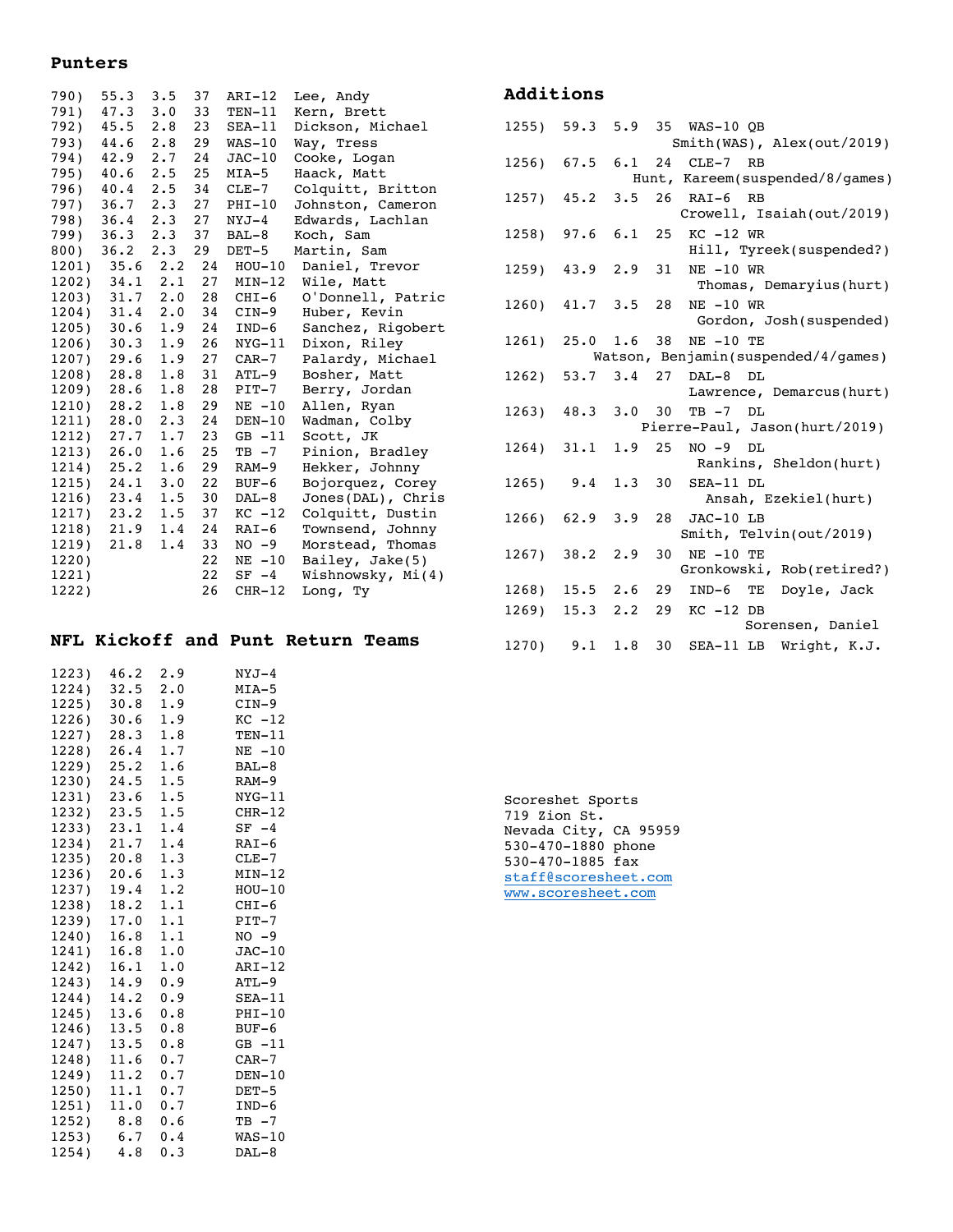## Punters

| | | | | | |
|---|---|---|---|---|---|
| 790) | 55.3 | 3.5 | 37 | ARI-12 | Lee, Andy |
| 791) | 47.3 | 3.0 | 33 | TEN-11 | Kern, Brett |
| 792) | 45.5 | 2.8 | 23 | SEA-11 | Dickson, Michael |
| 793) | 44.6 | 2.8 | 29 | WAS-10 | Way, Tress |
| 794) | 42.9 | 2.7 | 24 | JAC-10 | Cooke, Logan |
| 795) | 40.6 | 2.5 | 25 | MIA-5 | Haack, Matt |
| 796) | 40.4 | 2.5 | 34 | CLE-7 | Colquitt, Britton |
| 797) | 36.7 | 2.3 | 27 | PHI-10 | Johnston, Cameron |
| 798) | 36.4 | 2.3 | 27 | NYJ-4 | Edwards, Lachlan |
| 799) | 36.3 | 2.3 | 37 | BAL-8 | Koch, Sam |
| 800) | 36.2 | 2.3 | 29 | DET-5 | Martin, Sam |
| 1201) | 35.6 | 2.2 | 24 | HOU-10 | Daniel, Trevor |
| 1202) | 34.1 | 2.1 | 27 | MIN-12 | Wile, Matt |
| 1203) | 31.7 | 2.0 | 28 | CHI-6 | O'Donnell, Patric |
| 1204) | 31.4 | 2.0 | 34 | CIN-9 | Huber, Kevin |
| 1205) | 30.6 | 1.9 | 24 | IND-6 | Sanchez, Rigobert |
| 1206) | 30.3 | 1.9 | 26 | NYG-11 | Dixon, Riley |
| 1207) | 29.6 | 1.9 | 27 | CAR-7 | Palardy, Michael |
| 1208) | 28.8 | 1.8 | 31 | ATL-9 | Bosher, Matt |
| 1209) | 28.6 | 1.8 | 28 | PIT-7 | Berry, Jordan |
| 1210) | 28.2 | 1.8 | 29 | NE -10 | Allen, Ryan |
| 1211) | 28.0 | 2.3 | 24 | DEN-10 | Wadman, Colby |
| 1212) | 27.7 | 1.7 | 23 | GB -11 | Scott, JK |
| 1213) | 26.0 | 1.6 | 25 | TB -7 | Pinion, Bradley |
| 1214) | 25.2 | 1.6 | 29 | RAM-9 | Hekker, Johnny |
| 1215) | 24.1 | 3.0 | 22 | BUF-6 | Bojorquez, Corey |
| 1216) | 23.4 | 1.5 | 30 | DAL-8 | Jones(DAL), Chris |
| 1217) | 23.2 | 1.5 | 37 | KC -12 | Colquitt, Dustin |
| 1218) | 21.9 | 1.4 | 24 | RAI-6 | Townsend, Johnny |
| 1219) | 21.8 | 1.4 | 33 | NO -9 | Morstead, Thomas |
| 1220) | | | 22 | NE -10 | Bailey, Jake(5) |
| 1221) | | | 22 | SF -4 | Wishnowsky, Mi(4) |
| 1222) | | | 26 | CHR-12 | Long, Ty |

## NFL Kickoff and Punt Return Teams

| | | | |
|---|---|---|---|
| 1223) | 46.2 | 2.9 | NYJ-4 |
| 1224) | 32.5 | 2.0 | MIA-5 |
| 1225) | 30.8 | 1.9 | CIN-9 |
| 1226) | 30.6 | 1.9 | KC -12 |
| 1227) | 28.3 | 1.8 | TEN-11 |
| 1228) | 26.4 | 1.7 | NE -10 |
| 1229) | 25.2 | 1.6 | BAL-8 |
| 1230) | 24.5 | 1.5 | RAM-9 |
| 1231) | 23.6 | 1.5 | NYG-11 |
| 1232) | 23.5 | 1.5 | CHR-12 |
| 1233) | 23.1 | 1.4 | SF -4 |
| 1234) | 21.7 | 1.4 | RAI-6 |
| 1235) | 20.8 | 1.3 | CLE-7 |
| 1236) | 20.6 | 1.3 | MIN-12 |
| 1237) | 19.4 | 1.2 | HOU-10 |
| 1238) | 18.2 | 1.1 | CHI-6 |
| 1239) | 17.0 | 1.1 | PIT-7 |
| 1240) | 16.8 | 1.1 | NO -9 |
| 1241) | 16.8 | 1.0 | JAC-10 |
| 1242) | 16.1 | 1.0 | ARI-12 |
| 1243) | 14.9 | 0.9 | ATL-9 |
| 1244) | 14.2 | 0.9 | SEA-11 |
| 1245) | 13.6 | 0.8 | PHI-10 |
| 1246) | 13.5 | 0.8 | BUF-6 |
| 1247) | 13.5 | 0.8 | GB -11 |
| 1248) | 11.6 | 0.7 | CAR-7 |
| 1249) | 11.2 | 0.7 | DEN-10 |
| 1250) | 11.1 | 0.7 | DET-5 |
| 1251) | 11.0 | 0.7 | IND-6 |
| 1252) | 8.8 | 0.6 | TB -7 |
| 1253) | 6.7 | 0.4 | WAS-10 |
| 1254) | 4.8 | 0.3 | DAL-8 |

## Additions

| | | | | | | |
|---|---|---|---|---|---|---|
| 1255) | 59.3 | 5.9 | 35 | WAS-10 | QB | Smith(WAS), Alex(out/2019) |
| 1256) | 67.5 | 6.1 | 24 | CLE-7 | RB | Hunt, Kareem(suspended/8/games) |
| 1257) | 45.2 | 3.5 | 26 | RAI-6 | RB | Crowell, Isaiah(out/2019) |
| 1258) | 97.6 | 6.1 | 25 | KC -12 | WR | Hill, Tyreek(suspended?) |
| 1259) | 43.9 | 2.9 | 31 | NE -10 | WR | Thomas, Demaryius(hurt) |
| 1260) | 41.7 | 3.5 | 28 | NE -10 | WR | Gordon, Josh(suspended) |
| 1261) | 25.0 | 1.6 | 38 | NE -10 | TE | Watson, Benjamin(suspended/4/games) |
| 1262) | 53.7 | 3.4 | 27 | DAL-8 | DL | Lawrence, Demarcus(hurt) |
| 1263) | 48.3 | 3.0 | 30 | TB -7 | DL | Pierre-Paul, Jason(hurt/2019) |
| 1264) | 31.1 | 1.9 | 25 | NO -9 | DL | Rankins, Sheldon(hurt) |
| 1265) | 9.4 | 1.3 | 30 | SEA-11 | DL | Ansah, Ezekiel(hurt) |
| 1266) | 62.9 | 3.9 | 28 | JAC-10 | LB | Smith, Telvin(out/2019) |
| 1267) | 38.2 | 2.9 | 30 | NE -10 | TE | Gronkowski, Rob(retired?) |
| 1268) | 15.5 | 2.6 | 29 | IND-6 | TE | Doyle, Jack |
| 1269) | 15.3 | 2.2 | 29 | KC -12 | DB | Sorensen, Daniel |
| 1270) | 9.1 | 1.8 | 30 | SEA-11 | LB | Wright, K.J. |

Scoreshet Sports
719 Zion St.
Nevada City, CA 95959
530-470-1880 phone
530-470-1885 fax
staff@scoresheet.com
www.scoresheet.com